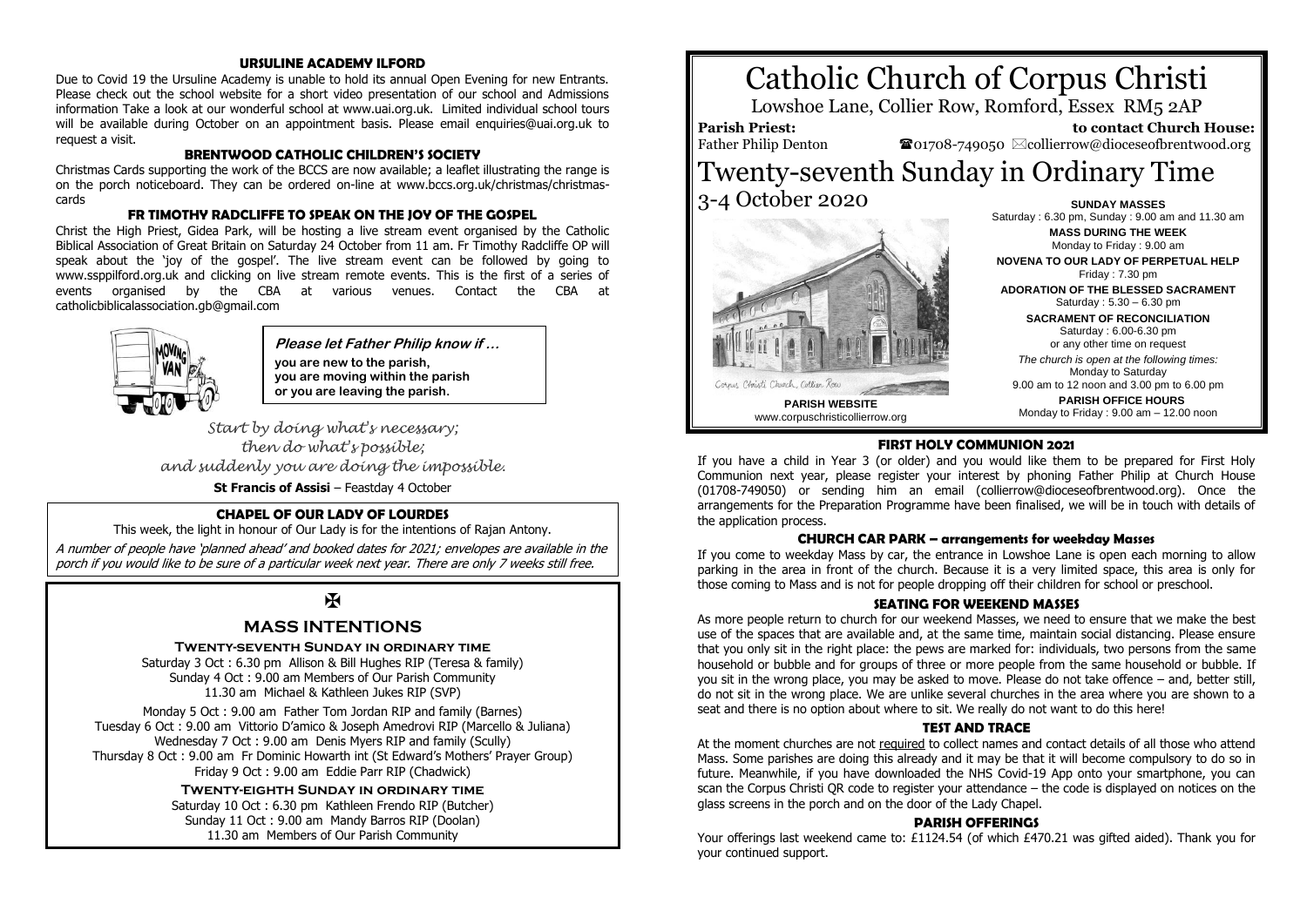## URSULINE ACADEMY ILFORD

Due to Covid 19 the Ursuline Academy is unable to hold its annual Open Evening for new Entrants. Please check out the school website for a short video presentation of our school and Admissions information Take a look at our wonderful school at www.uai.org.uk. Limited individual school tours will be available during October on an appointment basis. Please email enquiries@uai.org.uk to request a visit.

## BRENTWOOD CATHOLIC CHILDREN'S SOCIETY

Christmas Cards supporting the work of the BCCS are now available; a leaflet illustrating the range is on the porch noticeboard. They can be ordered on-line at www.bccs.org.uk/christmas/christmas-cards

## FR TIMOTHY RADCLIFFE TO SPEAK ON THE JOY OF THE GOSPEL

Christ the High Priest, Gidea Park, will be hosting a live stream event organised by the Catholic Biblical Association of Great Britain on Saturday 24 October from 11 am. Fr Timothy Radcliffe OP will speak about the 'joy of the gospel'. The live stream event can be followed by going to www.ssppilford.org.uk and clicking on live stream remote events. This is the first of a series of events organised by the CBA at various venues. Contact the CBA at catholicbiblicalassociation.gb@gmail.com

**Please let Father Philip know if …**

**you are new to the parish,**
**you are moving within the parish**
**or you are leaving the parish.**

*Start by doing what's necessary;*
*then do what's possible;*
*and suddenly you are doing the impossible.*

**St Francis of Assisi** – Feastday 4 October

## CHAPEL OF OUR LADY OF LOURDES

This week, the light in honour of Our Lady is for the intentions of Rajan Antony.

*A number of people have 'planned ahead' and booked dates for 2021; envelopes are available in the porch if you would like to be sure of a particular week next year. There are only 7 weeks still free.*

✠

## MASS INTENTIONS

**Twenty-seventh Sunday in ordinary time**

Saturday 3 Oct : 6.30 pm Allison & Bill Hughes RIP (Teresa & family)
Sunday 4 Oct : 9.00 am Members of Our Parish Community
11.30 am Michael & Kathleen Jukes RIP (SVP)

Monday 5 Oct : 9.00 am Father Tom Jordan RIP and family (Barnes)
Tuesday 6 Oct : 9.00 am Vittorio D'amico & Joseph Amedrovi RIP (Marcello & Juliana)
Wednesday 7 Oct : 9.00 am Denis Myers RIP and family (Scully)
Thursday 8 Oct : 9.00 am Fr Dominic Howarth int (St Edward's Mothers' Prayer Group)
Friday 9 Oct : 9.00 am Eddie Parr RIP (Chadwick)

**Twenty-eighth Sunday in ordinary time**

Saturday 10 Oct : 6.30 pm Kathleen Frendo RIP (Butcher)
Sunday 11 Oct : 9.00 am Mandy Barros RIP (Doolan)
11.30 am Members of Our Parish Community

# Catholic Church of Corpus Christi

Lowshoe Lane, Collier Row, Romford, Essex RM5 2AP

**Parish Priest:** Father Philip Denton

**to contact Church House:** ☎01708-749050 ✉collierrow@dioceseofbrentwood.org

# Twenty-seventh Sunday in Ordinary Time

3-4 October 2020

Corpus Christi Church, Collier Row

**PARISH WEBSITE**
www.corpuschristicollierrow.org

**SUNDAY MASSES**
Saturday : 6.30 pm, Sunday : 9.00 am and 11.30 am

**MASS DURING THE WEEK**
Monday to Friday : 9.00 am

**NOVENA TO OUR LADY OF PERPETUAL HELP**
Friday : 7.30 pm

**ADORATION OF THE BLESSED SACRAMENT**
Saturday : 5.30 – 6.30 pm

**SACRAMENT OF RECONCILIATION**
Saturday : 6.00-6.30 pm
or any other time on request

*The church is open at the following times:*
Monday to Saturday
9.00 am to 12 noon and 3.00 pm to 6.00 pm

**PARISH OFFICE HOURS**
Monday to Friday : 9.00 am – 12.00 noon

## FIRST HOLY COMMUNION 2021

If you have a child in Year 3 (or older) and you would like them to be prepared for First Holy Communion next year, please register your interest by phoning Father Philip at Church House (01708-749050) or sending him an email (collierrow@dioceseofbrentwood.org). Once the arrangements for the Preparation Programme have been finalised, we will be in touch with details of the application process.

## CHURCH CAR PARK – arrangements for weekday Masses

If you come to weekday Mass by car, the entrance in Lowshoe Lane is open each morning to allow parking in the area in front of the church. Because it is a very limited space, this area is only for those coming to Mass and is not for people dropping off their children for school or preschool.

## SEATING FOR WEEKEND MASSES

As more people return to church for our weekend Masses, we need to ensure that we make the best use of the spaces that are available and, at the same time, maintain social distancing. Please ensure that you only sit in the right place: the pews are marked for: individuals, two persons from the same household or bubble and for groups of three or more people from the same household or bubble. If you sit in the wrong place, you may be asked to move. Please do not take offence – and, better still, do not sit in the wrong place. We are unlike several churches in the area where you are shown to a seat and there is no option about where to sit. We really do not want to do this here!

## TEST AND TRACE

At the moment churches are not required to collect names and contact details of all those who attend Mass. Some parishes are doing this already and it may be that it will become compulsory to do so in future. Meanwhile, if you have downloaded the NHS Covid-19 App onto your smartphone, you can scan the Corpus Christi QR code to register your attendance – the code is displayed on notices on the glass screens in the porch and on the door of the Lady Chapel.

## PARISH OFFERINGS

Your offerings last weekend came to: £1124.54 (of which £470.21 was gifted aided). Thank you for your continued support.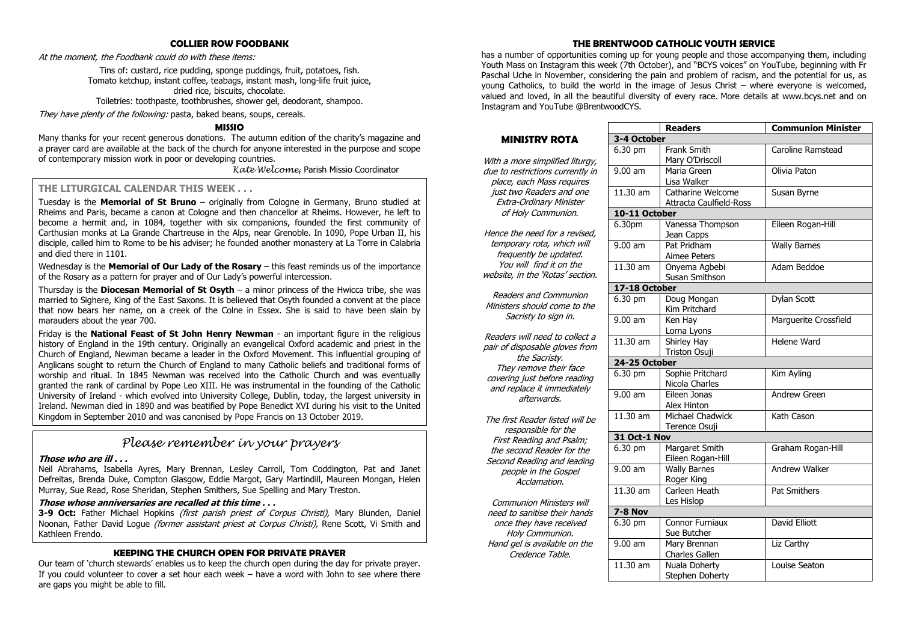## COLLIER ROW FOODBANK

*At the moment, the Foodbank could do with these items:*

Tins of: custard, rice pudding, sponge puddings, fruit, potatoes, fish.
Tomato ketchup, instant coffee, teabags, instant mash, long-life fruit juice, dried rice, biscuits, chocolate.
Toiletries: toothpaste, toothbrushes, shower gel, deodorant, shampoo.

*They have plenty of the following:* pasta, baked beans, soups, cereals.

## MISSIO

Many thanks for your recent generous donations. The autumn edition of the charity's magazine and a prayer card are available at the back of the church for anyone interested in the purpose and scope of contemporary mission work in poor or developing countries.

*Kate Welcome*, Parish Missio Coordinator

## THE LITURGICAL CALENDAR THIS WEEK . . .

Tuesday is the **Memorial of St Bruno** – originally from Cologne in Germany, Bruno studied at Rheims and Paris, became a canon at Cologne and then chancellor at Rheims. However, he left to become a hermit and, in 1084, together with six companions, founded the first community of Carthusian monks at La Grande Chartreuse in the Alps, near Grenoble. In 1090, Pope Urban II, his disciple, called him to Rome to be his adviser; he founded another monastery at La Torre in Calabria and died there in 1101.

Wednesday is the **Memorial of Our Lady of the Rosary** – this feast reminds us of the importance of the Rosary as a pattern for prayer and of Our Lady's powerful intercession.

Thursday is the **Diocesan Memorial of St Osyth** – a minor princess of the Hwicca tribe, she was married to Sighere, King of the East Saxons. It is believed that Osyth founded a convent at the place that now bears her name, on a creek of the Colne in Essex. She is said to have been slain by marauders about the year 700.

Friday is the **National Feast of St John Henry Newman** - an important figure in the religious history of England in the 19th century. Originally an evangelical Oxford academic and priest in the Church of England, Newman became a leader in the Oxford Movement. This influential grouping of Anglicans sought to return the Church of England to many Catholic beliefs and traditional forms of worship and ritual. In 1845 Newman was received into the Catholic Church and was eventually granted the rank of cardinal by Pope Leo XIII. He was instrumental in the founding of the Catholic University of Ireland - which evolved into University College, Dublin, today, the largest university in Ireland. Newman died in 1890 and was beatified by Pope Benedict XVI during his visit to the United Kingdom in September 2010 and was canonised by Pope Francis on 13 October 2019.

## *Please remember in your prayers*

***Those who are ill . . .***

Neil Abrahams, Isabella Ayres, Mary Brennan, Lesley Carroll, Tom Coddington, Pat and Janet Defreitas, Brenda Duke, Compton Glasgow, Eddie Margot, Gary Martindill, Maureen Mongan, Helen Murray, Sue Read, Rose Sheridan, Stephen Smithers, Sue Spelling and Mary Treston.

***Those whose anniversaries are recalled at this time . . .***

**3-9 Oct:** Father Michael Hopkins *(first parish priest of Corpus Christi),* Mary Blunden, Daniel Noonan, Father David Logue *(former assistant priest at Corpus Christi),* Rene Scott, Vi Smith and Kathleen Frendo.

## KEEPING THE CHURCH OPEN FOR PRIVATE PRAYER

Our team of 'church stewards' enables us to keep the church open during the day for private prayer. If you could volunteer to cover a set hour each week – have a word with John to see where there are gaps you might be able to fill.

## THE BRENTWOOD CATHOLIC YOUTH SERVICE

has a number of opportunities coming up for young people and those accompanying them, including Youth Mass on Instagram this week (7th October), and "BCYS voices" on YouTube, beginning with Fr Paschal Uche in November, considering the pain and problem of racism, and the potential for us, as young Catholics, to build the world in the image of Jesus Christ – where everyone is welcomed, valued and loved, in all the beautiful diversity of every race. More details at www.bcys.net and on Instagram and YouTube @BrentwoodCYS.

## MINISTRY ROTA

*With a more simplified liturgy, due to restrictions currently in place, each Mass requires just two Readers and one Extra-Ordinary Minister of Holy Communion.*

*Hence the need for a revised, temporary rota, which will frequently be updated. You will find it on the website, in the 'Rotas' section.*

*Readers and Communion Ministers should come to the Sacristy to sign in.*

*Readers will need to collect a pair of disposable gloves from the Sacristy. They remove their face covering just before reading and replace it immediately afterwards.*

*The first Reader listed will be responsible for the First Reading and Psalm; the second Reader for the Second Reading and leading people in the Gospel Acclamation.*

*Communion Ministers will need to sanitise their hands once they have received Holy Communion. Hand gel is available on the Credence Table.*

| | Readers | Communion Minister |
|---|---|---|
| **3-4 October** | | |
| 6.30 pm | Frank Smith<br>Mary O'Driscoll | Caroline Ramstead |
| 9.00 am | Maria Green<br>Lisa Walker | Olivia Paton |
| 11.30 am | Catharine Welcome<br>Attracta Caulfield-Ross | Susan Byrne |
| **10-11 October** | | |
| 6.30pm | Vanessa Thompson<br>Jean Capps | Eileen Rogan-Hill |
| 9.00 am | Pat Pridham<br>Aimee Peters | Wally Barnes |
| 11.30 am | Onyema Agbebi<br>Susan Smithson | Adam Beddoe |
| **17-18 October** | | |
| 6.30 pm | Doug Mongan<br>Kim Pritchard | Dylan Scott |
| 9.00 am | Ken Hay<br>Lorna Lyons | Marguerite Crossfield |
| 11.30 am | Shirley Hay<br>Triston Osuji | Helene Ward |
| **24-25 October** | | |
| 6.30 pm | Sophie Pritchard<br>Nicola Charles | Kim Ayling |
| 9.00 am | Eileen Jonas<br>Alex Hinton | Andrew Green |
| 11.30 am | Michael Chadwick<br>Terence Osuji | Kath Cason |
| **31 Oct-1 Nov** | | |
| 6.30 pm | Margaret Smith<br>Eileen Rogan-Hill | Graham Rogan-Hill |
| 9.00 am | Wally Barnes<br>Roger King | Andrew Walker |
| 11.30 am | Carleen Heath<br>Les Hislop | Pat Smithers |
| **7-8 Nov** | | |
| 6.30 pm | Connor Furniaux<br>Sue Butcher | David Elliott |
| 9.00 am | Mary Brennan<br>Charles Gallen | Liz Carthy |
| 11.30 am | Nuala Doherty<br>Stephen Doherty | Louise Seaton |